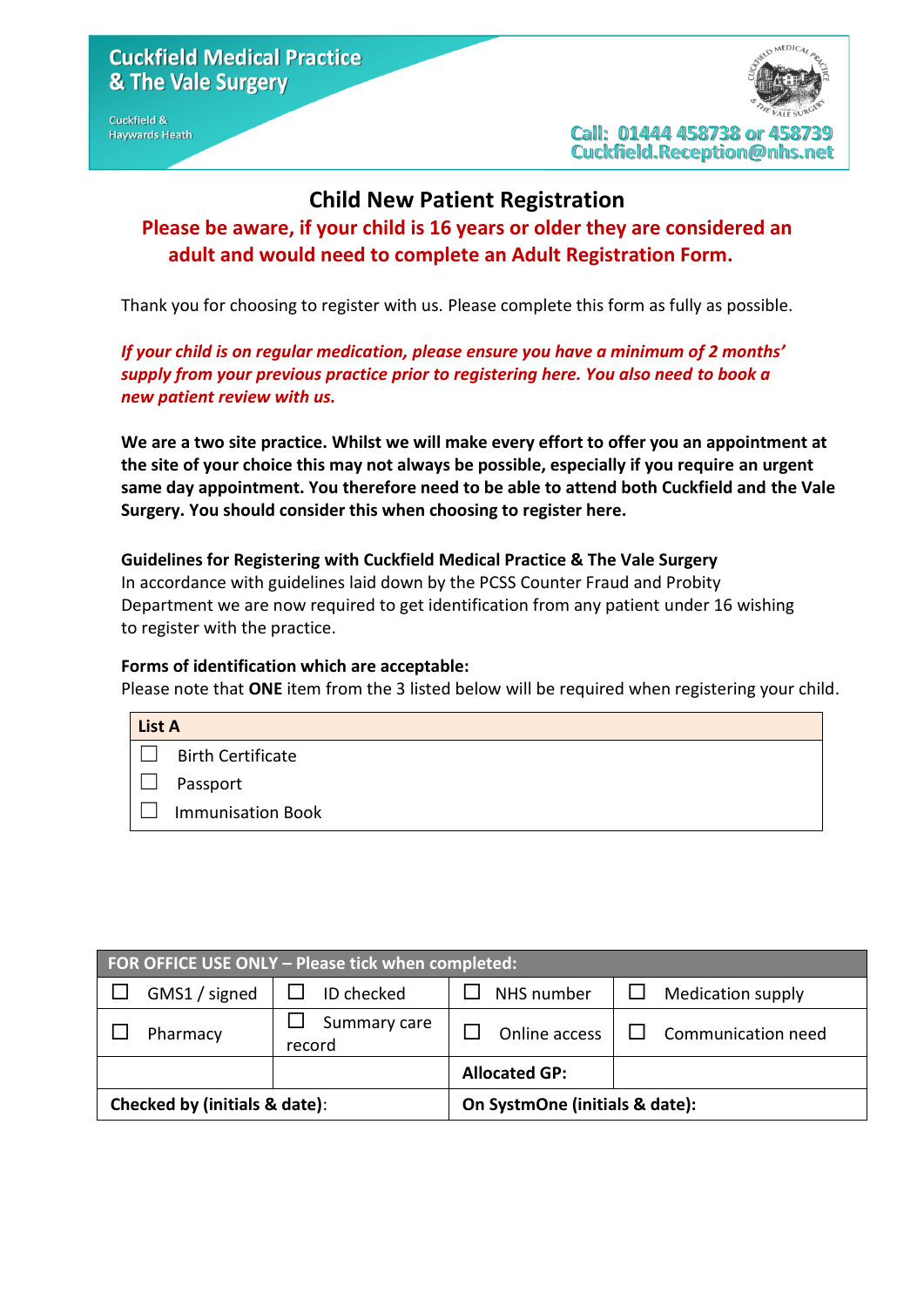**Cuckfield Medical Practice & The Vale Surgery**

Cuckfield & Haywards Heath

Call: 01444 458738 or 458739
Cuckfield.Reception@nhs.net

# Child New Patient Registration

**Please be aware, if your child is 16 years or older they are considered an adult and would need to complete an Adult Registration Form.**

Thank you for choosing to register with us. Please complete this form as fully as possible.

***If your child is on regular medication, please ensure you have a minimum of 2 months' supply from your previous practice prior to registering here. You also need to book a new patient review with us.***

**We are a two site practice. Whilst we will make every effort to offer you an appointment at the site of your choice this may not always be possible, especially if you require an urgent same day appointment. You therefore need to be able to attend both Cuckfield and the Vale Surgery. You should consider this when choosing to register here.**

**Guidelines for Registering with Cuckfield Medical Practice & The Vale Surgery**
In accordance with guidelines laid down by the PCSS Counter Fraud and Probity Department we are now required to get identification from any patient under 16 wishing to register with the practice.

**Forms of identification which are acceptable:**
Please note that **ONE** item from the 3 listed below will be required when registering your child.

| **List A** |
|---|
| ☐ Birth Certificate |
| ☐ Passport |
| ☐ Immunisation Book |

| **FOR OFFICE USE ONLY – Please tick when completed:** | | | |
|---|---|---|---|
| ☐ GMS1 / signed | ☐ ID checked | ☐ NHS number | ☐ Medication supply |
| ☐ Pharmacy | ☐ Summary care record | ☐ Online access | ☐ Communication need |
| | | **Allocated GP:** | |
| **Checked by (initials & date)**: | | **On SystmOne (initials & date):** | |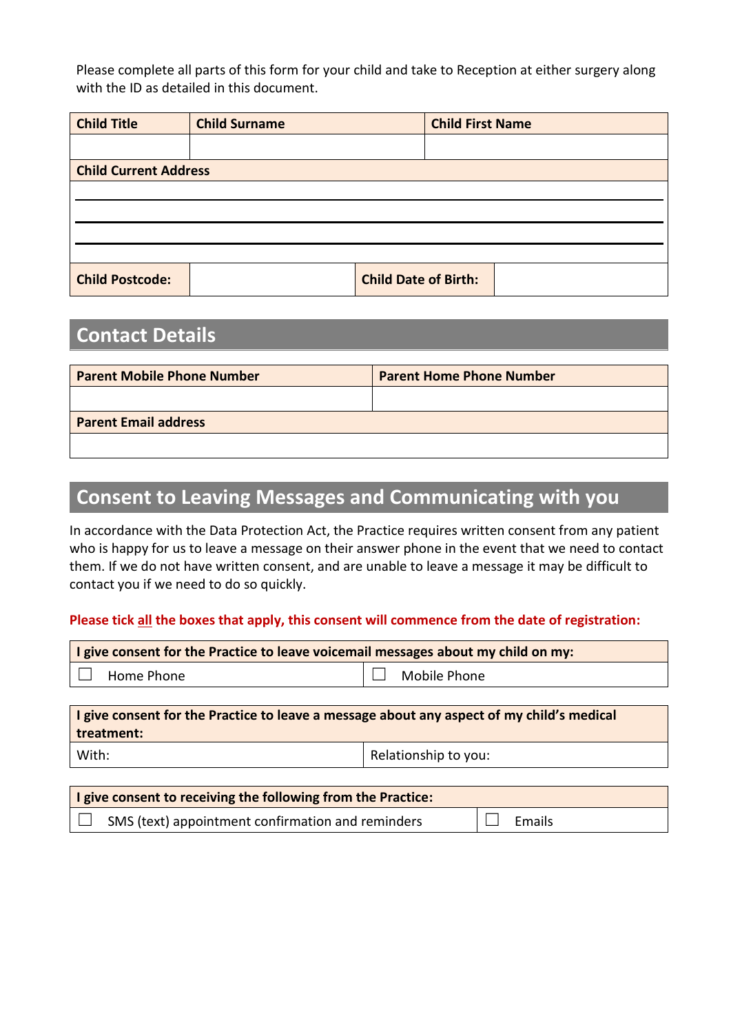Please complete all parts of this form for your child and take to Reception at either surgery along with the ID as detailed in this document.

| Child Title | Child Surname | Child First Name |
|---|---|---|
| | | |

| Child Current Address |
|---|
| |
| |
| |

| Child Postcode: | | Child Date of Birth: | |
|---|---|---|---|

## Contact Details

| Parent Mobile Phone Number | Parent Home Phone Number |
|---|---|
| | |

| Parent Email address |
|---|
| |

## Consent to Leaving Messages and Communicating with you

In accordance with the Data Protection Act, the Practice requires written consent from any patient who is happy for us to leave a message on their answer phone in the event that we need to contact them. If we do not have written consent, and are unable to leave a message it may be difficult to contact you if we need to do so quickly.

**Please tick all the boxes that apply, this consent will commence from the date of registration:**

| I give consent for the Practice to leave voicemail messages about my child on my: | |
|---|---|
| ☐ Home Phone | ☐ Mobile Phone |

| I give consent for the Practice to leave a message about any aspect of my child's medical treatment: | |
|---|---|
| With: | Relationship to you: |

| I give consent to receiving the following from the Practice: | |
|---|---|
| ☐ SMS (text) appointment confirmation and reminders | ☐ Emails |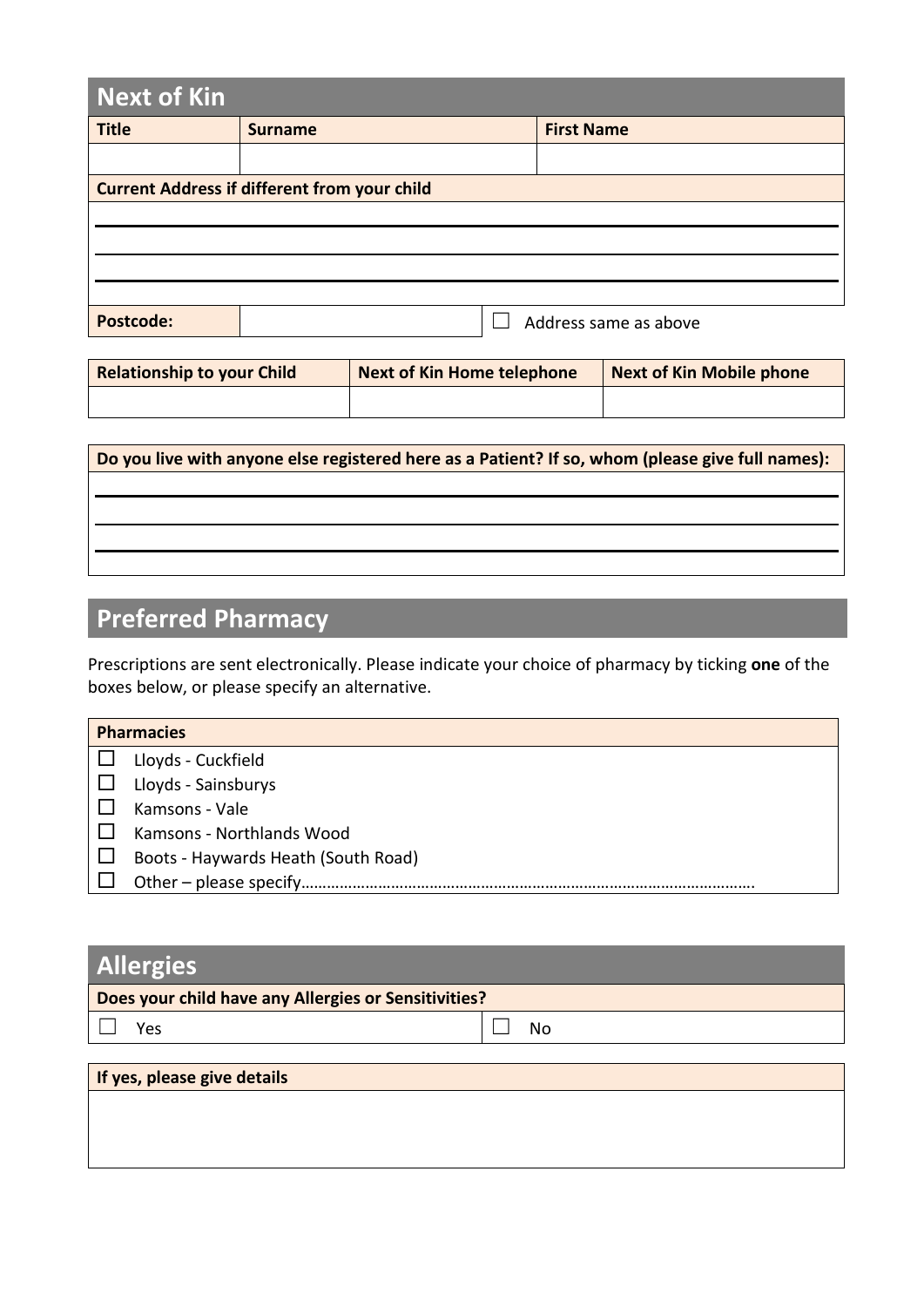## Next of Kin

| Title | Surname | First Name |
|---|---|---|
| | | |

**Current Address if different from your child**

___________________________________________

___________________________________________

___________________________________________

| Postcode: | | ☐ Address same as above |
|---|---|---|

| Relationship to your Child | Next of Kin Home telephone | Next of Kin Mobile phone |
|---|---|---|
| | | |

**Do you live with anyone else registered here as a Patient? If so, whom (please give full names):**

___________________________________________

___________________________________________

___________________________________________

## Preferred Pharmacy

Prescriptions are sent electronically. Please indicate your choice of pharmacy by ticking **one** of the boxes below, or please specify an alternative.

**Pharmacies**

- ☐ Lloyds - Cuckfield
- ☐ Lloyds - Sainsburys
- ☐ Kamsons - Vale
- ☐ Kamsons - Northlands Wood
- ☐ Boots - Haywards Heath (South Road)
- ☐ Other – please specify……………………………………………………………………………………………….

## Allergies

| Does your child have any Allergies or Sensitivities? | |
|---|---|
| ☐ Yes | ☐ No |

| If yes, please give details |
|---|
| |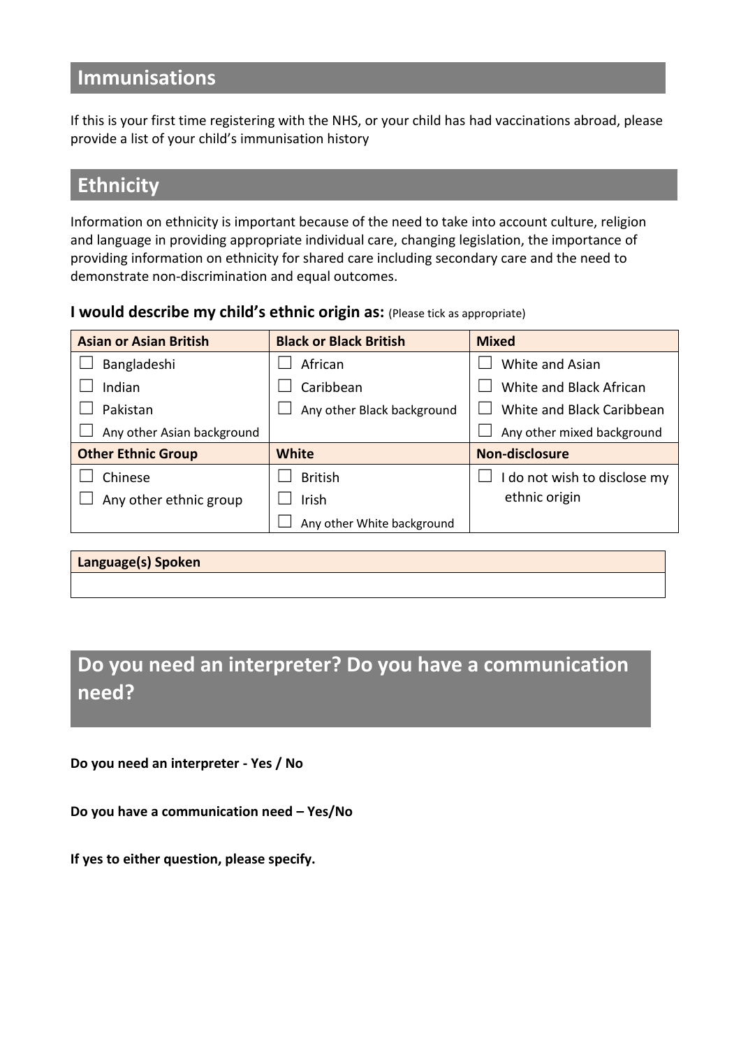## Immunisations

If this is your first time registering with the NHS, or your child has had vaccinations abroad, please provide a list of your child's immunisation history

## Ethnicity

Information on ethnicity is important because of the need to take into account culture, religion and language in providing appropriate individual care, changing legislation, the importance of providing information on ethnicity for shared care including secondary care and the need to demonstrate non-discrimination and equal outcomes.

**I would describe my child's ethnic origin as:** (Please tick as appropriate)

| **Asian or Asian British** | **Black or Black British** | **Mixed** |
|---|---|---|
| ☐ Bangladeshi | ☐ African | ☐ White and Asian |
| ☐ Indian | ☐ Caribbean | ☐ White and Black African |
| ☐ Pakistan | ☐ Any other Black background | ☐ White and Black Caribbean |
| ☐ Any other Asian background | | ☐ Any other mixed background |
| **Other Ethnic Group** | **White** | **Non-disclosure** |
| ☐ Chinese | ☐ British | ☐ I do not wish to disclose my ethnic origin |
| ☐ Any other ethnic group | ☐ Irish | |
| | ☐ Any other White background | |

| **Language(s) Spoken** |
|---|
| |

## Do you need an interpreter? Do you have a communication need?

**Do you need an interpreter - Yes / No**

**Do you have a communication need – Yes/No**

**If yes to either question, please specify.**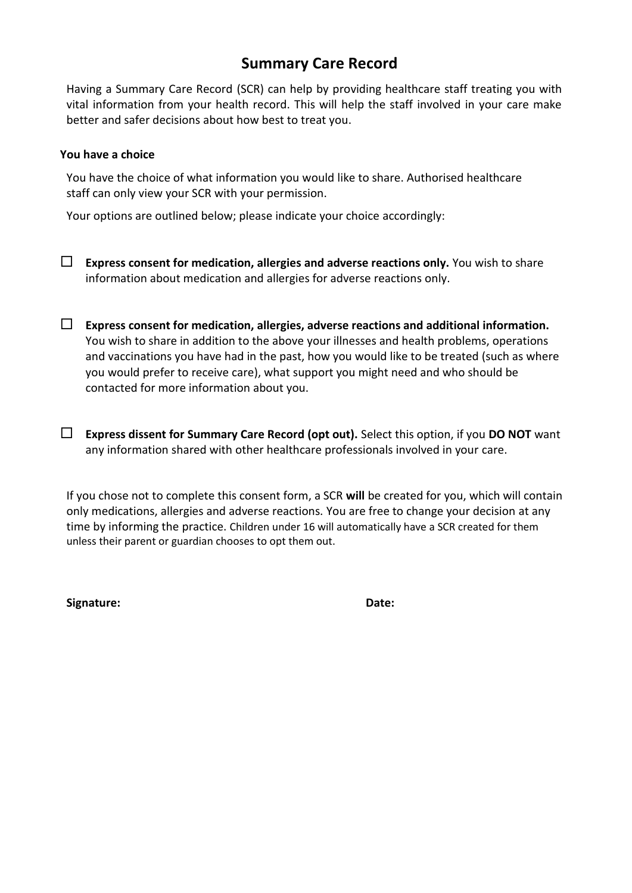# Summary Care Record

Having a Summary Care Record (SCR) can help by providing healthcare staff treating you with vital information from your health record. This will help the staff involved in your care make better and safer decisions about how best to treat you.

**You have a choice**

You have the choice of what information you would like to share. Authorised healthcare staff can only view your SCR with your permission.

Your options are outlined below; please indicate your choice accordingly:

☐ **Express consent for medication, allergies and adverse reactions only.** You wish to share information about medication and allergies for adverse reactions only.

☐ **Express consent for medication, allergies, adverse reactions and additional information.** You wish to share in addition to the above your illnesses and health problems, operations and vaccinations you have had in the past, how you would like to be treated (such as where you would prefer to receive care), what support you might need and who should be contacted for more information about you.

☐ **Express dissent for Summary Care Record (opt out).** Select this option, if you **DO NOT** want any information shared with other healthcare professionals involved in your care.

If you chose not to complete this consent form, a SCR **will** be created for you, which will contain only medications, allergies and adverse reactions. You are free to change your decision at any time by informing the practice. Children under 16 will automatically have a SCR created for them unless their parent or guardian chooses to opt them out.

**Signature:** **Date:**